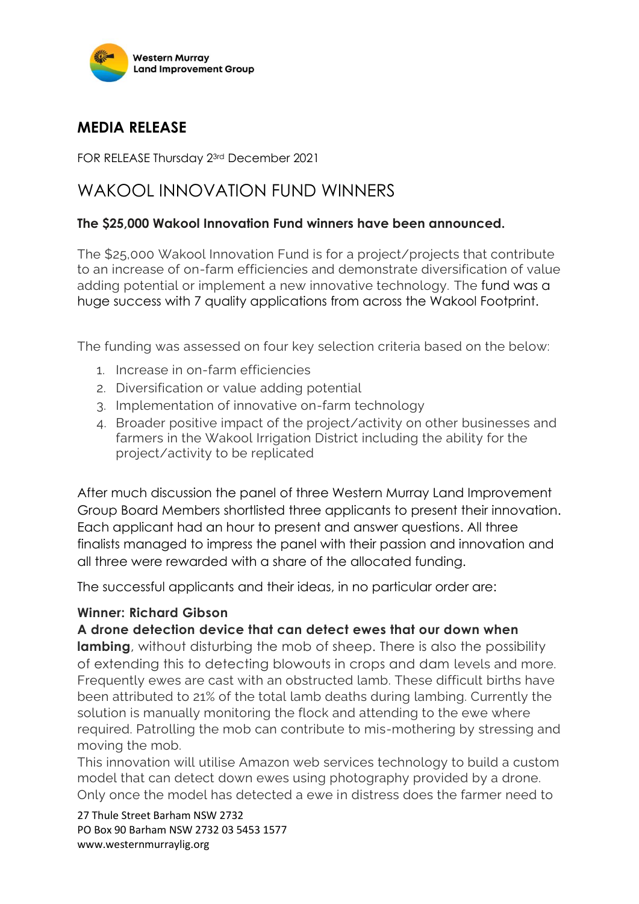Western Murray
Land Improvement Group

## MEDIA RELEASE

FOR RELEASE Thursday 23rd December 2021

# WAKOOL INNOVATION FUND WINNERS

**The $25,000 Wakool Innovation Fund winners have been announced.**

The $25,000 Wakool Innovation Fund is for a project/projects that contribute to an increase of on-farm efficiencies and demonstrate diversification of value adding potential or implement a new innovative technology. The fund was a huge success with 7 quality applications from across the Wakool Footprint.

The funding was assessed on four key selection criteria based on the below:

1. Increase in on-farm efficiencies
2. Diversification or value adding potential
3. Implementation of innovative on-farm technology
4. Broader positive impact of the project/activity on other businesses and farmers in the Wakool Irrigation District including the ability for the project/activity to be replicated

After much discussion the panel of three Western Murray Land Improvement Group Board Members shortlisted three applicants to present their innovation. Each applicant had an hour to present and answer questions. All three finalists managed to impress the panel with their passion and innovation and all three were rewarded with a share of the allocated funding.

The successful applicants and their ideas, in no particular order are:

**Winner: Richard Gibson**

**A drone detection device that can detect ewes that our down when lambing**, without disturbing the mob of sheep. There is also the possibility of extending this to detecting blowouts in crops and dam levels and more. Frequently ewes are cast with an obstructed lamb. These difficult births have been attributed to 21% of the total lamb deaths during lambing. Currently the solution is manually monitoring the flock and attending to the ewe where required. Patrolling the mob can contribute to mis-mothering by stressing and moving the mob.
This innovation will utilise Amazon web services technology to build a custom model that can detect down ewes using photography provided by a drone. Only once the model has detected a ewe in distress does the farmer need to

27 Thule Street Barham NSW 2732
PO Box 90 Barham NSW 2732 03 5453 1577
www.westernmurraylig.org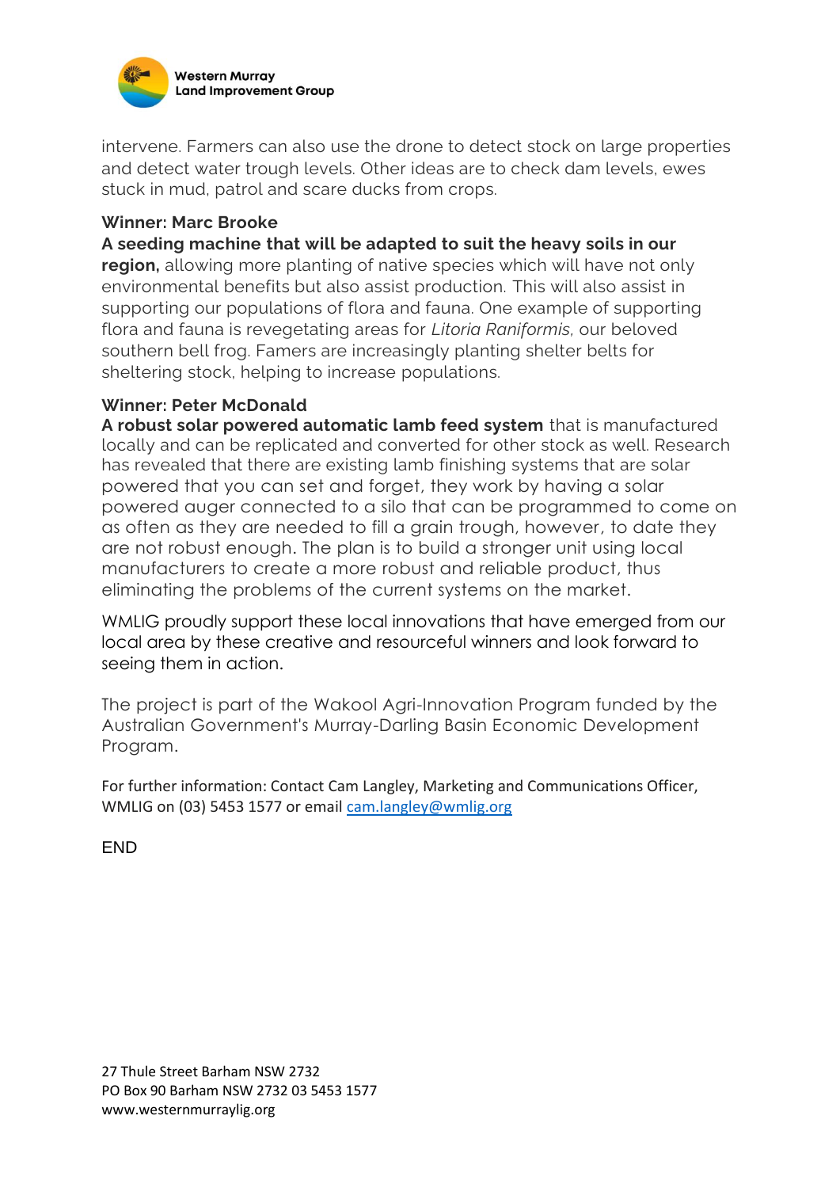intervene. Farmers can also use the drone to detect stock on large properties and detect water trough levels. Other ideas are to check dam levels, ewes stuck in mud, patrol and scare ducks from crops.

**Winner: Marc Brooke**
**A seeding machine that will be adapted to suit the heavy soils in our region,** allowing more planting of native species which will have not only environmental benefits but also assist production. This will also assist in supporting our populations of flora and fauna. One example of supporting flora and fauna is revegetating areas for *Litoria Raniformis*, our beloved southern bell frog. Famers are increasingly planting shelter belts for sheltering stock, helping to increase populations.

**Winner: Peter McDonald**
**A robust solar powered automatic lamb feed system** that is manufactured locally and can be replicated and converted for other stock as well. Research has revealed that there are existing lamb finishing systems that are solar powered that you can set and forget, they work by having a solar powered auger connected to a silo that can be programmed to come on as often as they are needed to fill a grain trough, however, to date they are not robust enough. The plan is to build a stronger unit using local manufacturers to create a more robust and reliable product, thus eliminating the problems of the current systems on the market.

WMLIG proudly support these local innovations that have emerged from our local area by these creative and resourceful winners and look forward to seeing them in action.

The project is part of the Wakool Agri-Innovation Program funded by the Australian Government's Murray-Darling Basin Economic Development Program.

For further information: Contact Cam Langley, Marketing and Communications Officer, WMLIG on (03) 5453 1577 or email cam.langley@wmlig.org

END